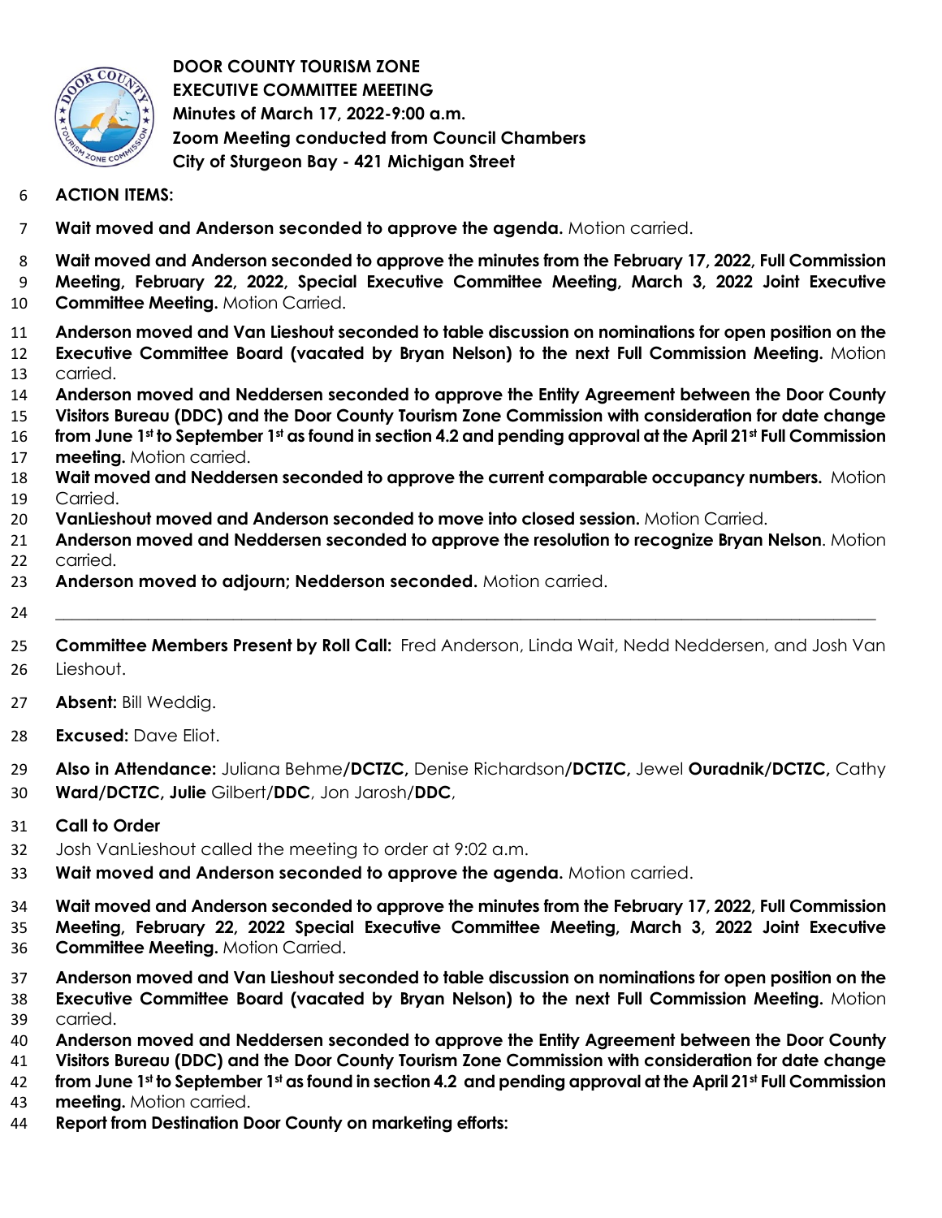**DOOR COUNTY TOURISM ZONE**
**EXECUTIVE COMMITTEE MEETING**
**Minutes of March 17, 2022-9:00 a.m.**
**Zoom Meeting conducted from Council Chambers**
**City of Sturgeon Bay - 421 Michigan Street**

**ACTION ITEMS:**

**Wait moved and Anderson seconded to approve the agenda.** Motion carried.

**Wait moved and Anderson seconded to approve the minutes from the February 17, 2022, Full Commission Meeting, February 22, 2022, Special Executive Committee Meeting, March 3, 2022 Joint Executive Committee Meeting.** Motion Carried.

**Anderson moved and Van Lieshout seconded to table discussion on nominations for open position on the Executive Committee Board (vacated by Bryan Nelson) to the next Full Commission Meeting.** Motion carried.

**Anderson moved and Neddersen seconded to approve the Entity Agreement between the Door County Visitors Bureau (DDC) and the Door County Tourism Zone Commission with consideration for date change from June 1st to September 1st as found in section 4.2 and pending approval at the April 21st Full Commission meeting.** Motion carried.

**Wait moved and Neddersen seconded to approve the current comparable occupancy numbers.** Motion Carried.

**VanLieshout moved and Anderson seconded to move into closed session.** Motion Carried.

**Anderson moved and Neddersen seconded to approve the resolution to recognize Bryan Nelson**. Motion carried.

**Anderson moved to adjourn; Nedderson seconded.** Motion carried.

---

**Committee Members Present by Roll Call:** Fred Anderson, Linda Wait, Nedd Neddersen, and Josh Van Lieshout.

**Absent:** Bill Weddig.

**Excused:** Dave Eliot.

**Also in Attendance:** Juliana Behme**/DCTZC,** Denise Richardson**/DCTZC,** Jewel **Ouradnik/DCTZC,** Cathy **Ward/DCTZC, Julie** Gilbert**/DDC**, Jon Jarosh/**DDC**,

**Call to Order**

Josh VanLieshout called the meeting to order at 9:02 a.m.

**Wait moved and Anderson seconded to approve the agenda.** Motion carried.

**Wait moved and Anderson seconded to approve the minutes from the February 17, 2022, Full Commission Meeting, February 22, 2022 Special Executive Committee Meeting, March 3, 2022 Joint Executive Committee Meeting.** Motion Carried.

**Anderson moved and Van Lieshout seconded to table discussion on nominations for open position on the Executive Committee Board (vacated by Bryan Nelson) to the next Full Commission Meeting.** Motion carried.

**Anderson moved and Neddersen seconded to approve the Entity Agreement between the Door County Visitors Bureau (DDC) and the Door County Tourism Zone Commission with consideration for date change from June 1st to September 1st as found in section 4.2 and pending approval at the April 21st Full Commission meeting.** Motion carried.

**Report from Destination Door County on marketing efforts:**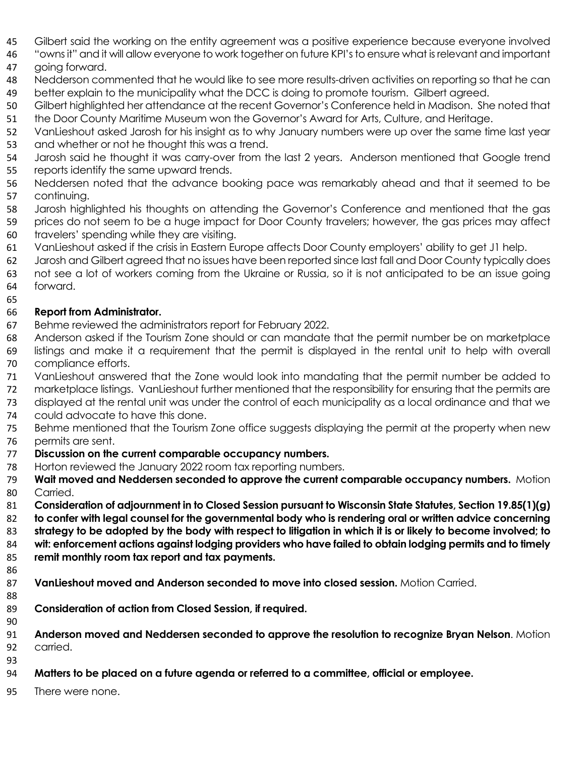Gilbert said the working on the entity agreement was a positive experience because everyone involved "owns it" and it will allow everyone to work together on future KPI's to ensure what is relevant and important going forward.

Nedderson commented that he would like to see more results-driven activities on reporting so that he can better explain to the municipality what the DCC is doing to promote tourism. Gilbert agreed.

Gilbert highlighted her attendance at the recent Governor's Conference held in Madison. She noted that the Door County Maritime Museum won the Governor's Award for Arts, Culture, and Heritage.

VanLieshout asked Jarosh for his insight as to why January numbers were up over the same time last year and whether or not he thought this was a trend.

Jarosh said he thought it was carry-over from the last 2 years. Anderson mentioned that Google trend reports identify the same upward trends.

Neddersen noted that the advance booking pace was remarkably ahead and that it seemed to be continuing.

Jarosh highlighted his thoughts on attending the Governor's Conference and mentioned that the gas prices do not seem to be a huge impact for Door County travelers; however, the gas prices may affect travelers' spending while they are visiting.

VanLieshout asked if the crisis in Eastern Europe affects Door County employers' ability to get J1 help.

Jarosh and Gilbert agreed that no issues have been reported since last fall and Door County typically does not see a lot of workers coming from the Ukraine or Russia, so it is not anticipated to be an issue going forward.

**Report from Administrator.**

Behme reviewed the administrators report for February 2022.

Anderson asked if the Tourism Zone should or can mandate that the permit number be on marketplace listings and make it a requirement that the permit is displayed in the rental unit to help with overall compliance efforts.

VanLieshout answered that the Zone would look into mandating that the permit number be added to marketplace listings. VanLieshout further mentioned that the responsibility for ensuring that the permits are displayed at the rental unit was under the control of each municipality as a local ordinance and that we could advocate to have this done.

Behme mentioned that the Tourism Zone office suggests displaying the permit at the property when new permits are sent.

**Discussion on the current comparable occupancy numbers.**

Horton reviewed the January 2022 room tax reporting numbers.

**Wait moved and Neddersen seconded to approve the current comparable occupancy numbers.** Motion Carried.

**Consideration of adjournment in to Closed Session pursuant to Wisconsin State Statutes, Section 19.85(1)(g) to confer with legal counsel for the governmental body who is rendering oral or written advice concerning strategy to be adopted by the body with respect to litigation in which it is or likely to become involved; to wit: enforcement actions against lodging providers who have failed to obtain lodging permits and to timely remit monthly room tax report and tax payments.**

**VanLieshout moved and Anderson seconded to move into closed session.** Motion Carried.

**Consideration of action from Closed Session, if required.**

**Anderson moved and Neddersen seconded to approve the resolution to recognize Bryan Nelson**. Motion carried.

**Matters to be placed on a future agenda or referred to a committee, official or employee.**

There were none.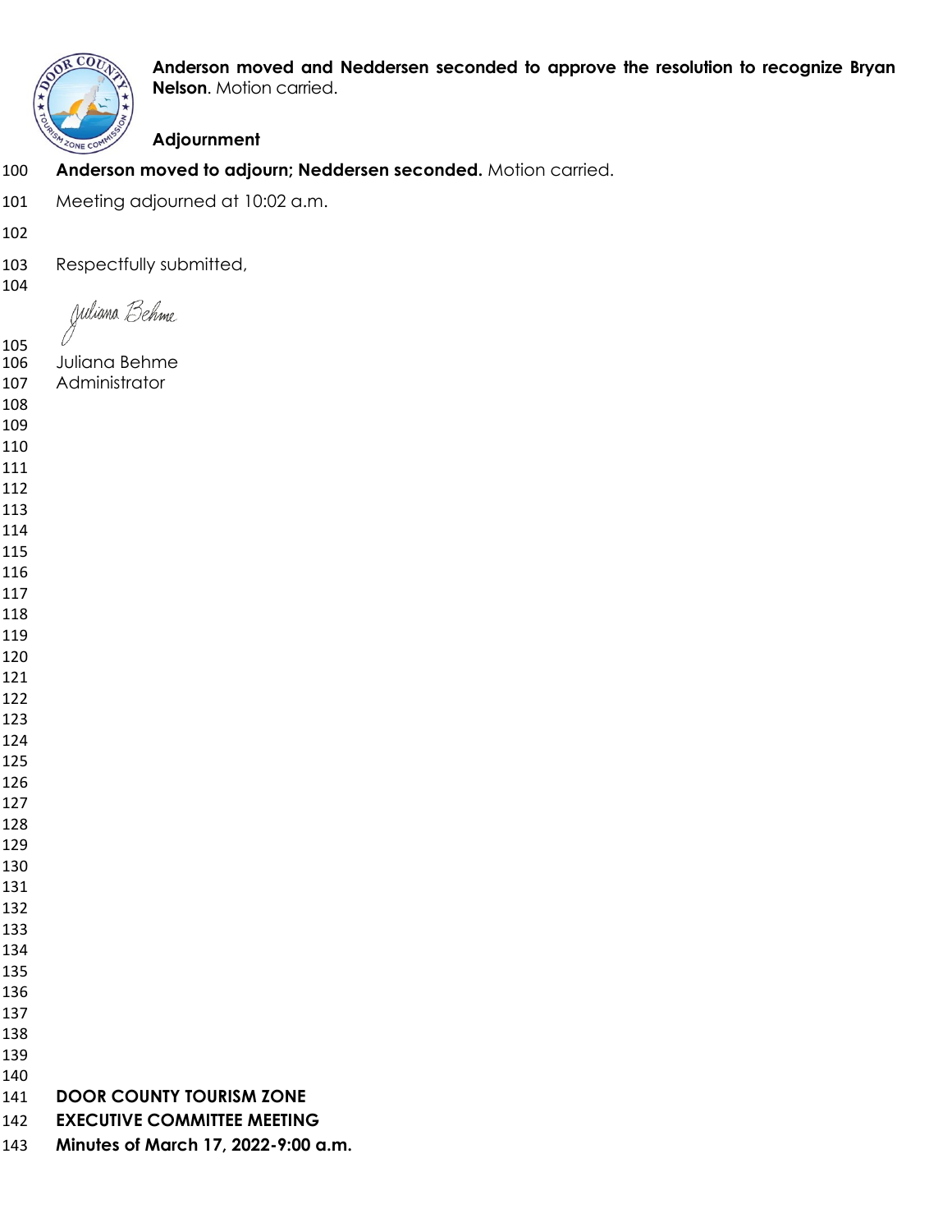**Anderson moved and Neddersen seconded to approve the resolution to recognize Bryan Nelson**. Motion carried.

**Adjournment**

**Anderson moved to adjourn; Neddersen seconded.** Motion carried.

Meeting adjourned at 10:02 a.m.

Respectfully submitted,

Juliana Behme

Juliana Behme
Administrator

**DOOR COUNTY TOURISM ZONE**
**EXECUTIVE COMMITTEE MEETING**
**Minutes of March 17, 2022-9:00 a.m.**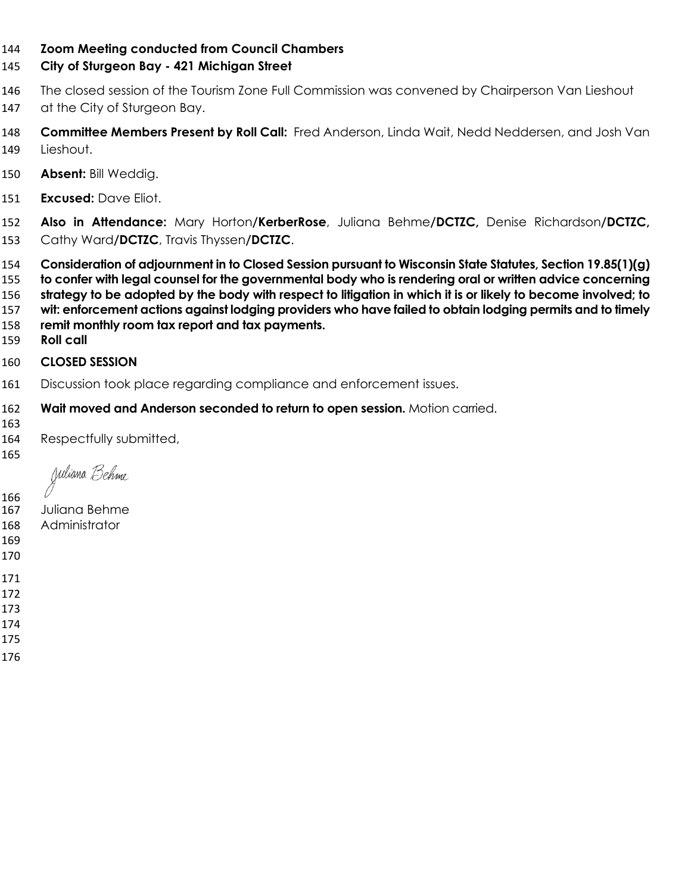**Zoom Meeting conducted from Council Chambers**
**City of Sturgeon Bay - 421 Michigan Street**

The closed session of the Tourism Zone Full Commission was convened by Chairperson Van Lieshout at the City of Sturgeon Bay.

**Committee Members Present by Roll Call:** Fred Anderson, Linda Wait, Nedd Neddersen, and Josh Van Lieshout.

**Absent:** Bill Weddig.

**Excused:** Dave Eliot.

**Also in Attendance:** Mary Horton/**KerberRose**, Juliana Behme/**DCTZC,** Denise Richardson/**DCTZC,** Cathy Ward/**DCTZC**, Travis Thyssen/**DCTZC**.

**Consideration of adjournment in to Closed Session pursuant to Wisconsin State Statutes, Section 19.85(1)(g) to confer with legal counsel for the governmental body who is rendering oral or written advice concerning strategy to be adopted by the body with respect to litigation in which it is or likely to become involved; to wit: enforcement actions against lodging providers who have failed to obtain lodging permits and to timely remit monthly room tax report and tax payments.**
**Roll call**

**CLOSED SESSION**

Discussion took place regarding compliance and enforcement issues.

**Wait moved and Anderson seconded to return to open session.** Motion carried.

Respectfully submitted,

Juliana Behme

Juliana Behme
Administrator